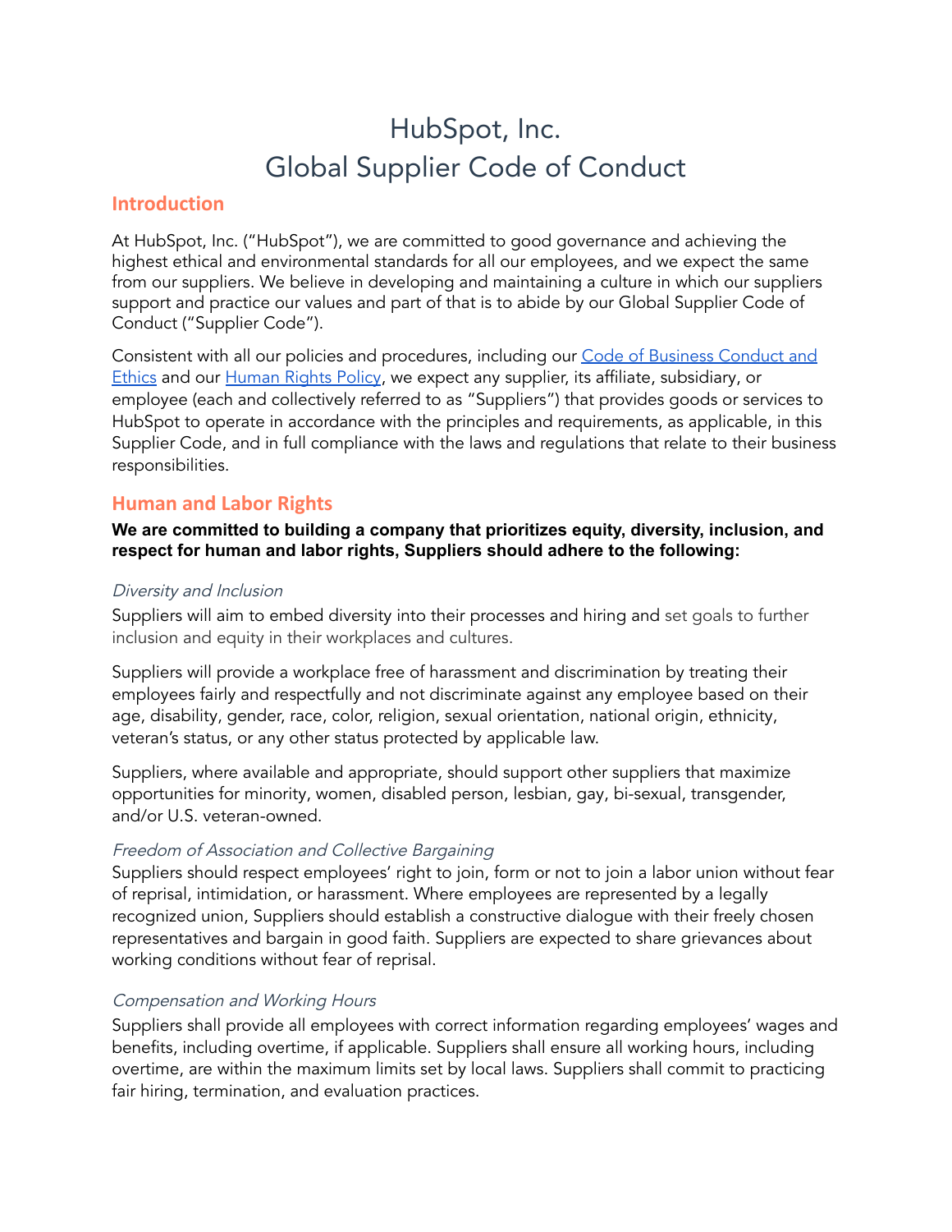# HubSpot, Inc.
# Global Supplier Code of Conduct

## Introduction

At HubSpot, Inc. ("HubSpot"), we are committed to good governance and achieving the highest ethical and environmental standards for all our employees, and we expect the same from our suppliers. We believe in developing and maintaining a culture in which our suppliers support and practice our values and part of that is to abide by our Global Supplier Code of Conduct ("Supplier Code").

Consistent with all our policies and procedures, including our Code of Business Conduct and Ethics and our Human Rights Policy, we expect any supplier, its affiliate, subsidiary, or employee (each and collectively referred to as "Suppliers") that provides goods or services to HubSpot to operate in accordance with the principles and requirements, as applicable, in this Supplier Code, and in full compliance with the laws and regulations that relate to their business responsibilities.

## Human and Labor Rights

**We are committed to building a company that prioritizes equity, diversity, inclusion, and respect for human and labor rights, Suppliers should adhere to the following:**

### *Diversity and Inclusion*

Suppliers will aim to embed diversity into their processes and hiring and set goals to further inclusion and equity in their workplaces and cultures.

Suppliers will provide a workplace free of harassment and discrimination by treating their employees fairly and respectfully and not discriminate against any employee based on their age, disability, gender, race, color, religion, sexual orientation, national origin, ethnicity, veteran's status, or any other status protected by applicable law.

Suppliers, where available and appropriate, should support other suppliers that maximize opportunities for minority, women, disabled person, lesbian, gay, bi-sexual, transgender, and/or U.S. veteran-owned.

### *Freedom of Association and Collective Bargaining*

Suppliers should respect employees' right to join, form or not to join a labor union without fear of reprisal, intimidation, or harassment. Where employees are represented by a legally recognized union, Suppliers should establish a constructive dialogue with their freely chosen representatives and bargain in good faith. Suppliers are expected to share grievances about working conditions without fear of reprisal.

### *Compensation and Working Hours*

Suppliers shall provide all employees with correct information regarding employees' wages and benefits, including overtime, if applicable. Suppliers shall ensure all working hours, including overtime, are within the maximum limits set by local laws. Suppliers shall commit to practicing fair hiring, termination, and evaluation practices.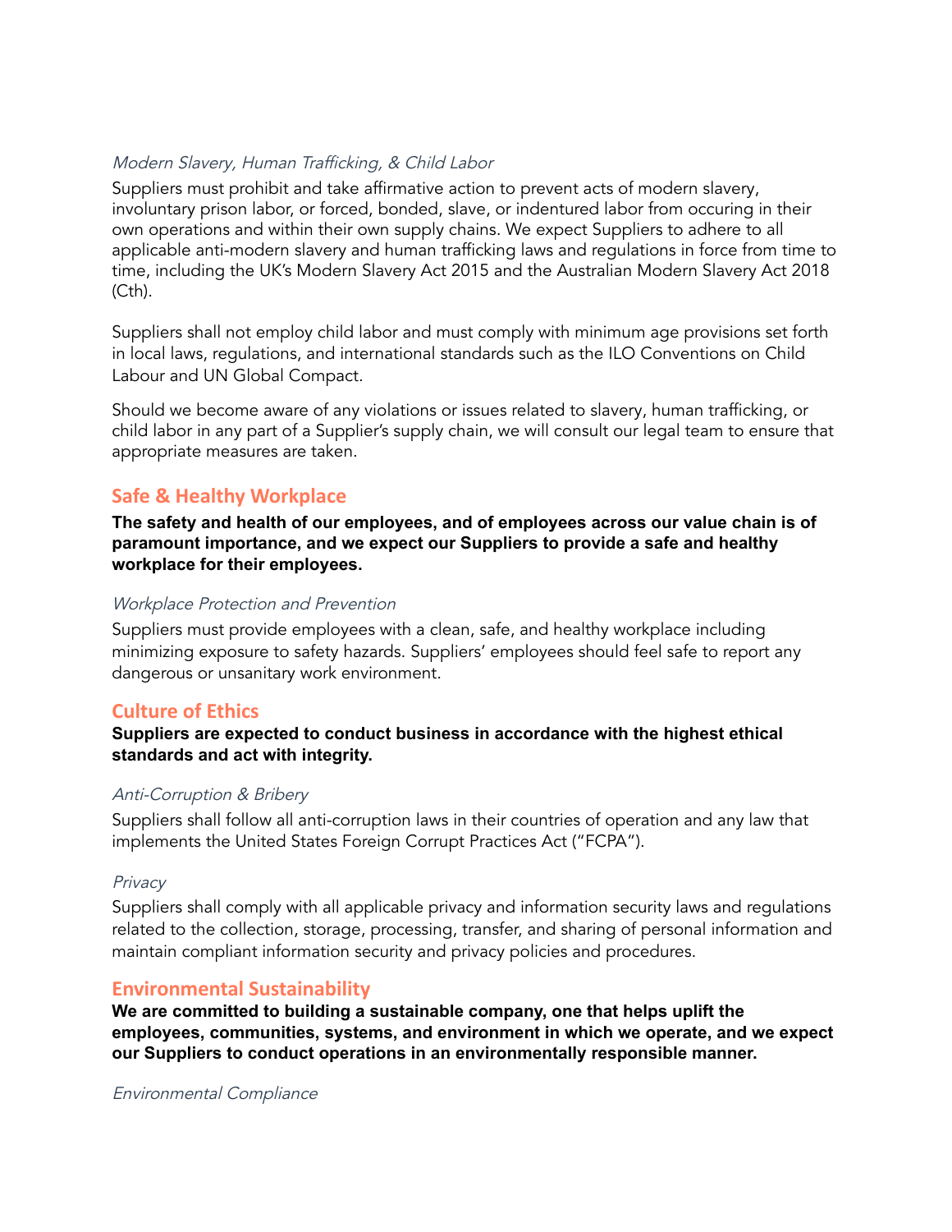*Modern Slavery, Human Trafficking, & Child Labor*

Suppliers must prohibit and take affirmative action to prevent acts of modern slavery, involuntary prison labor, or forced, bonded, slave, or indentured labor from occuring in their own operations and within their own supply chains. We expect Suppliers to adhere to all applicable anti-modern slavery and human trafficking laws and regulations in force from time to time, including the UK's Modern Slavery Act 2015 and the Australian Modern Slavery Act 2018 (Cth).

Suppliers shall not employ child labor and must comply with minimum age provisions set forth in local laws, regulations, and international standards such as the ILO Conventions on Child Labour and UN Global Compact.

Should we become aware of any violations or issues related to slavery, human trafficking, or child labor in any part of a Supplier's supply chain, we will consult our legal team to ensure that appropriate measures are taken.

## Safe & Healthy Workplace

**The safety and health of our employees, and of employees across our value chain is of paramount importance, and we expect our Suppliers to provide a safe and healthy workplace for their employees.**

*Workplace Protection and Prevention*

Suppliers must provide employees with a clean, safe, and healthy workplace including minimizing exposure to safety hazards. Suppliers' employees should feel safe to report any dangerous or unsanitary work environment.

## Culture of Ethics

**Suppliers are expected to conduct business in accordance with the highest ethical standards and act with integrity.**

*Anti-Corruption & Bribery*

Suppliers shall follow all anti-corruption laws in their countries of operation and any law that implements the United States Foreign Corrupt Practices Act ("FCPA").

*Privacy*

Suppliers shall comply with all applicable privacy and information security laws and regulations related to the collection, storage, processing, transfer, and sharing of personal information and maintain compliant information security and privacy policies and procedures.

## Environmental Sustainability

**We are committed to building a sustainable company, one that helps uplift the employees, communities, systems, and environment in which we operate, and we expect our Suppliers to conduct operations in an environmentally responsible manner.**

*Environmental Compliance*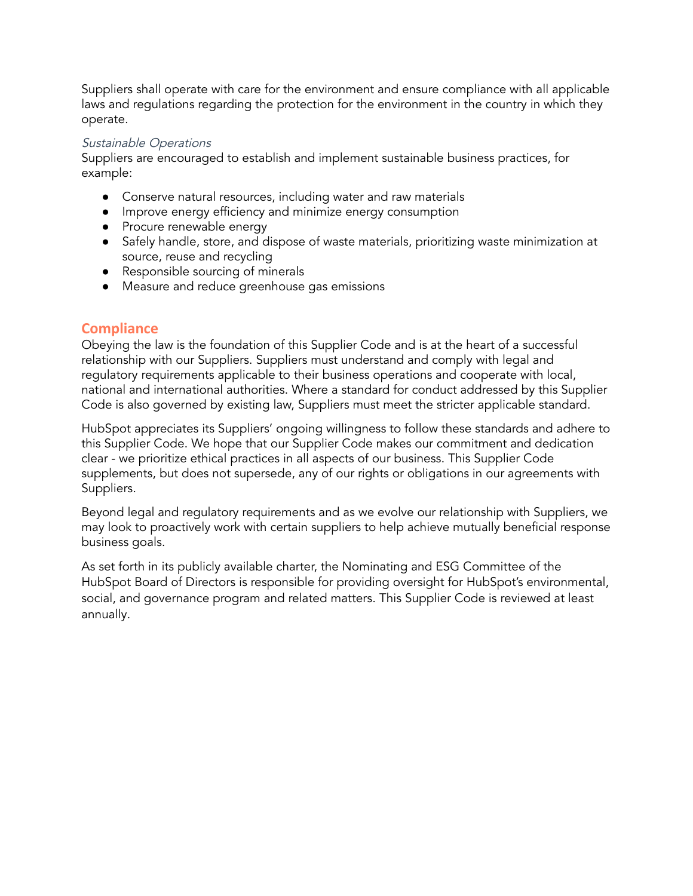Suppliers shall operate with care for the environment and ensure compliance with all applicable laws and regulations regarding the protection for the environment in the country in which they operate.

*Sustainable Operations*

Suppliers are encouraged to establish and implement sustainable business practices, for example:

- Conserve natural resources, including water and raw materials
- Improve energy efficiency and minimize energy consumption
- Procure renewable energy
- Safely handle, store, and dispose of waste materials, prioritizing waste minimization at source, reuse and recycling
- Responsible sourcing of minerals
- Measure and reduce greenhouse gas emissions

## Compliance

Obeying the law is the foundation of this Supplier Code and is at the heart of a successful relationship with our Suppliers. Suppliers must understand and comply with legal and regulatory requirements applicable to their business operations and cooperate with local, national and international authorities. Where a standard for conduct addressed by this Supplier Code is also governed by existing law, Suppliers must meet the stricter applicable standard.

HubSpot appreciates its Suppliers' ongoing willingness to follow these standards and adhere to this Supplier Code. We hope that our Supplier Code makes our commitment and dedication clear - we prioritize ethical practices in all aspects of our business. This Supplier Code supplements, but does not supersede, any of our rights or obligations in our agreements with Suppliers.

Beyond legal and regulatory requirements and as we evolve our relationship with Suppliers, we may look to proactively work with certain suppliers to help achieve mutually beneficial response business goals.

As set forth in its publicly available charter, the Nominating and ESG Committee of the HubSpot Board of Directors is responsible for providing oversight for HubSpot's environmental, social, and governance program and related matters. This Supplier Code is reviewed at least annually.